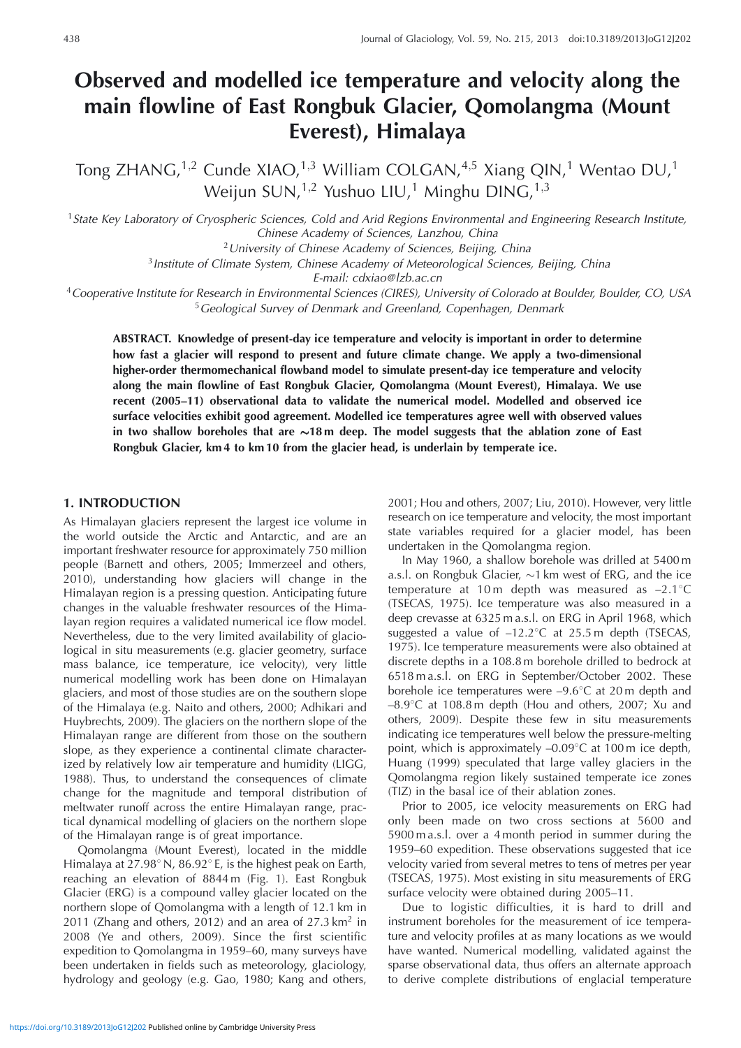# Observed and modelled ice temperature and velocity along the main flowline of East Rongbuk Glacier, Qomolangma (Mount Everest), Himalaya

Tong ZHANG,[1,2] Cunde XIAO,[1,3] William COLGAN,[4,5] Xiang QIN,[1] Wentao DU,[1] Weijun SUN,[1,2] Yushuo LIU,[1] Minghu DING,[1,3]

[1] *State Key Laboratory of Cryospheric Sciences, Cold and Arid Regions Environmental and Engineering Research Institute, Chinese Academy of Sciences, Lanzhou, China*

[2] *University of Chinese Academy of Sciences, Beijing, China*

[3] *Institute of Climate System, Chinese Academy of Meteorological Sciences, Beijing, China*

*E-mail: cdxiao@lzb.ac.cn*

[4] *Cooperative Institute for Research in Environmental Sciences (CIRES), University of Colorado at Boulder, Boulder, CO, USA*

[5] *Geological Survey of Denmark and Greenland, Copenhagen, Denmark*

**ABSTRACT. Knowledge of present-day ice temperature and velocity is important in order to determine how fast a glacier will respond to present and future climate change. We apply a two-dimensional higher-order thermomechanical flowband model to simulate present-day ice temperature and velocity along the main flowline of East Rongbuk Glacier, Qomolangma (Mount Everest), Himalaya. We use recent (2005–11) observational data to validate the numerical model. Modelled and observed ice surface velocities exhibit good agreement. Modelled ice temperatures agree well with observed values in two shallow boreholes that are ~18 m deep. The model suggests that the ablation zone of East Rongbuk Glacier, km 4 to km 10 from the glacier head, is underlain by temperate ice.**

## 1. INTRODUCTION

As Himalayan glaciers represent the largest ice volume in the world outside the Arctic and Antarctic, and are an important freshwater resource for approximately 750 million people (Barnett and others, 2005; Immerzeel and others, 2010), understanding how glaciers will change in the Himalayan region is a pressing question. Anticipating future changes in the valuable freshwater resources of the Himalayan region requires a validated numerical ice flow model. Nevertheless, due to the very limited availability of glaciological in situ measurements (e.g. glacier geometry, surface mass balance, ice temperature, ice velocity), very little numerical modelling work has been done on Himalayan glaciers, and most of those studies are on the southern slope of the Himalaya (e.g. Naito and others, 2000; Adhikari and Huybrechts, 2009). The glaciers on the northern slope of the Himalayan range are different from those on the southern slope, as they experience a continental climate characterized by relatively low air temperature and humidity (LIGG, 1988). Thus, to understand the consequences of climate change for the magnitude and temporal distribution of meltwater runoff across the entire Himalayan range, practical dynamical modelling of glaciers on the northern slope of the Himalayan range is of great importance.

Qomolangma (Mount Everest), located in the middle Himalaya at 27.98° N, 86.92° E, is the highest peak on Earth, reaching an elevation of 8844 m (Fig. 1). East Rongbuk Glacier (ERG) is a compound valley glacier located on the northern slope of Qomolangma with a length of 12.1 km in 2011 (Zhang and others, 2012) and an area of 27.3 km$^2$ in 2008 (Ye and others, 2009). Since the first scientific expedition to Qomolangma in 1959–60, many surveys have been undertaken in fields such as meteorology, glaciology, hydrology and geology (e.g. Gao, 1980; Kang and others, 2001; Hou and others, 2007; Liu, 2010). However, very little research on ice temperature and velocity, the most important state variables required for a glacier model, has been undertaken in the Qomolangma region.

In May 1960, a shallow borehole was drilled at 5400 m a.s.l. on Rongbuk Glacier, ~1 km west of ERG, and the ice temperature at 10 m depth was measured as –2.1°C (TSECAS, 1975). Ice temperature was also measured in a deep crevasse at 6325 m a.s.l. on ERG in April 1968, which suggested a value of –12.2°C at 25.5 m depth (TSECAS, 1975). Ice temperature measurements were also obtained at discrete depths in a 108.8 m borehole drilled to bedrock at 6518 m a.s.l. on ERG in September/October 2002. These borehole ice temperatures were –9.6°C at 20 m depth and –8.9°C at 108.8 m depth (Hou and others, 2007; Xu and others, 2009). Despite these few in situ measurements indicating ice temperatures well below the pressure-melting point, which is approximately –0.09°C at 100 m ice depth, Huang (1999) speculated that large valley glaciers in the Qomolangma region likely sustained temperate ice zones (TIZ) in the basal ice of their ablation zones.

Prior to 2005, ice velocity measurements on ERG had only been made on two cross sections at 5600 and 5900 m a.s.l. over a 4 month period in summer during the 1959–60 expedition. These observations suggested that ice velocity varied from several metres to tens of metres per year (TSECAS, 1975). Most existing in situ measurements of ERG surface velocity were obtained during 2005–11.

Due to logistic difficulties, it is hard to drill and instrument boreholes for the measurement of ice temperature and velocity profiles at as many locations as we would have wanted. Numerical modelling, validated against the sparse observational data, thus offers an alternate approach to derive complete distributions of englacial temperature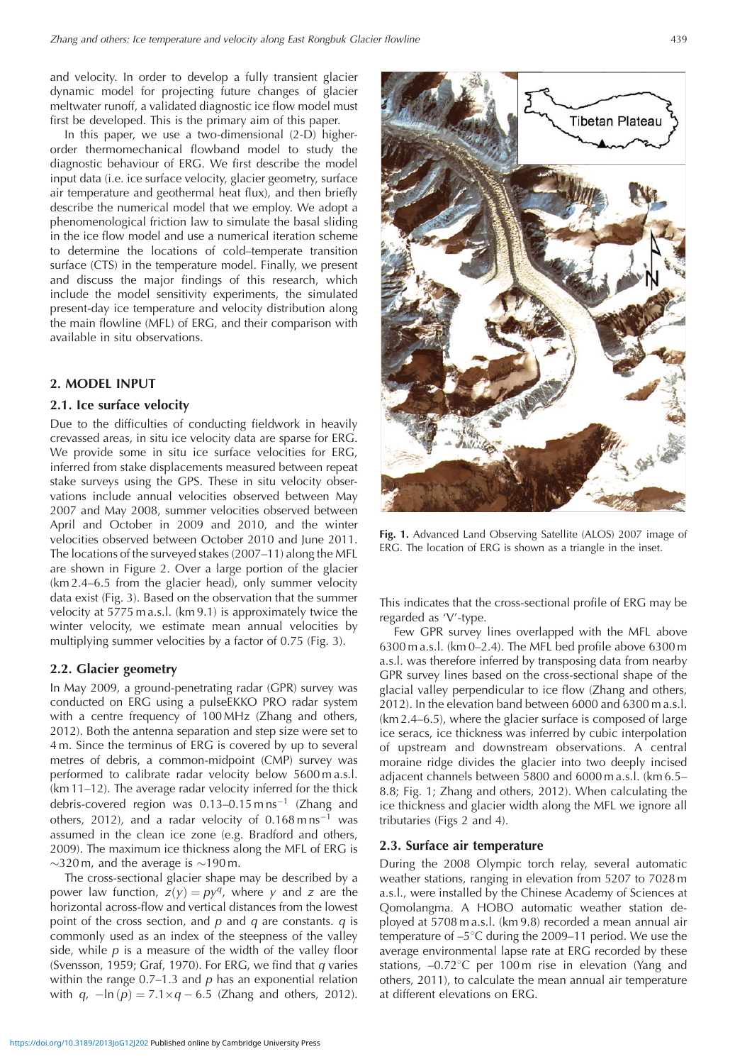and velocity. In order to develop a fully transient glacier dynamic model for projecting future changes of glacier meltwater runoff, a validated diagnostic ice flow model must first be developed. This is the primary aim of this paper.

In this paper, we use a two-dimensional (2-D) higher-order thermomechanical flowband model to study the diagnostic behaviour of ERG. We first describe the model input data (i.e. ice surface velocity, glacier geometry, surface air temperature and geothermal heat flux), and then briefly describe the numerical model that we employ. We adopt a phenomenological friction law to simulate the basal sliding in the ice flow model and use a numerical iteration scheme to determine the locations of cold–temperate transition surface (CTS) in the temperature model. Finally, we present and discuss the major findings of this research, which include the model sensitivity experiments, the simulated present-day ice temperature and velocity distribution along the main flowline (MFL) of ERG, and their comparison with available in situ observations.

## 2. MODEL INPUT

### 2.1. Ice surface velocity

Due to the difficulties of conducting fieldwork in heavily crevassed areas, in situ ice velocity data are sparse for ERG. We provide some in situ ice surface velocities for ERG, inferred from stake displacements measured between repeat stake surveys using the GPS. These in situ velocity observations include annual velocities observed between May 2007 and May 2008, summer velocities observed between April and October in 2009 and 2010, and the winter velocities observed between October 2010 and June 2011. The locations of the surveyed stakes (2007–11) along the MFL are shown in Figure 2. Over a large portion of the glacier (km 2.4–6.5 from the glacier head), only summer velocity data exist (Fig. 3). Based on the observation that the summer velocity at 5775 m a.s.l. (km 9.1) is approximately twice the winter velocity, we estimate mean annual velocities by multiplying summer velocities by a factor of 0.75 (Fig. 3).

### 2.2. Glacier geometry

In May 2009, a ground-penetrating radar (GPR) survey was conducted on ERG using a pulseEKKO PRO radar system with a centre frequency of 100 MHz (Zhang and others, 2012). Both the antenna separation and step size were set to 4 m. Since the terminus of ERG is covered by up to several metres of debris, a common-midpoint (CMP) survey was performed to calibrate radar velocity below 5600 m a.s.l. (km 11–12). The average radar velocity inferred for the thick debris-covered region was 0.13–0.15 m ns$^{-1}$ (Zhang and others, 2012), and a radar velocity of 0.168 m ns$^{-1}$ was assumed in the clean ice zone (e.g. Bradford and others, 2009). The maximum ice thickness along the MFL of ERG is ~320 m, and the average is ~190 m.

The cross-sectional glacier shape may be described by a power law function, $z(y) = py^q$, where $y$ and $z$ are the horizontal across-flow and vertical distances from the lowest point of the cross section, and $p$ and $q$ are constants. $q$ is commonly used as an index of the steepness of the valley side, while $p$ is a measure of the width of the valley floor (Svensson, 1959; Graf, 1970). For ERG, we find that $q$ varies within the range 0.7–1.3 and $p$ has an exponential relation with $q$, $-\ln(p) = 7.1 \times q - 6.5$ (Zhang and others, 2012). This indicates that the cross-sectional profile of ERG may be regarded as 'V'-type.

Few GPR survey lines overlapped with the MFL above 6300 m a.s.l. (km 0–2.4). The MFL bed profile above 6300 m a.s.l. was therefore inferred by transposing data from nearby GPR survey lines based on the cross-sectional shape of the glacial valley perpendicular to ice flow (Zhang and others, 2012). In the elevation band between 6000 and 6300 m a.s.l. (km 2.4–6.5), where the glacier surface is composed of large ice seracs, ice thickness was inferred by cubic interpolation of upstream and downstream observations. A central moraine ridge divides the glacier into two deeply incised adjacent channels between 5800 and 6000 m a.s.l. (km 6.5–8.8; Fig. 1; Zhang and others, 2012). When calculating the ice thickness and glacier width along the MFL we ignore all tributaries (Figs 2 and 4).

**Fig. 1.** Advanced Land Observing Satellite (ALOS) 2007 image of ERG. The location of ERG is shown as a triangle in the inset.

### 2.3. Surface air temperature

During the 2008 Olympic torch relay, several automatic weather stations, ranging in elevation from 5207 to 7028 m a.s.l., were installed by the Chinese Academy of Sciences at Qomolangma. A HOBO automatic weather station deployed at 5708 m a.s.l. (km 9.8) recorded a mean annual air temperature of –5°C during the 2009–11 period. We use the average environmental lapse rate at ERG recorded by these stations, –0.72°C per 100 m rise in elevation (Yang and others, 2011), to calculate the mean annual air temperature at different elevations on ERG.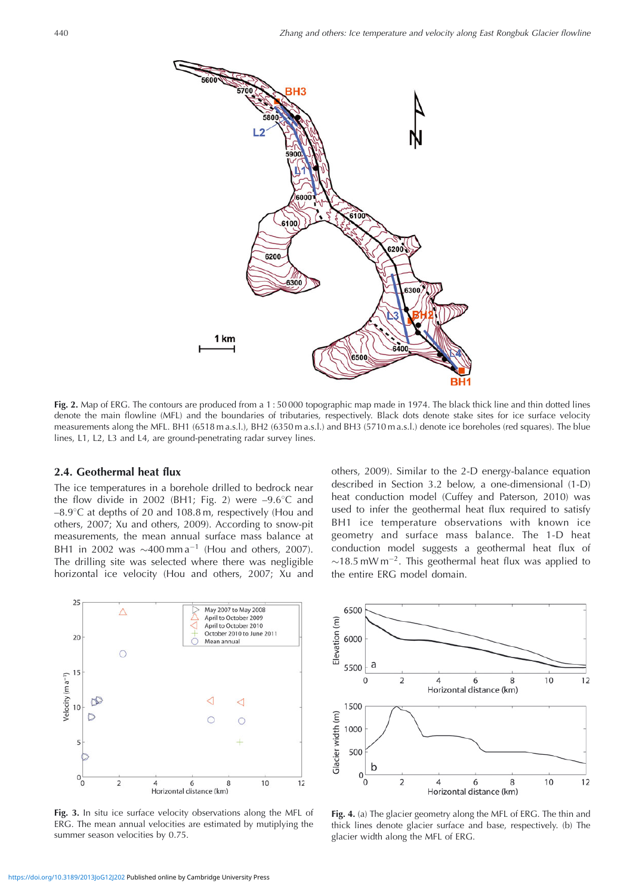Fig. 2. Map of ERG. The contours are produced from a 1 : 50 000 topographic map made in 1974. The black thick line and thin dotted lines denote the main flowline (MFL) and the boundaries of tributaries, respectively. Black dots denote stake sites for ice surface velocity measurements along the MFL. BH1 (6518 m a.s.l.), BH2 (6350 m a.s.l.) and BH3 (5710 m a.s.l.) denote ice boreholes (red squares). The blue lines, L1, L2, L3 and L4, are ground-penetrating radar survey lines.

## 2.4. Geothermal heat flux

The ice temperatures in a borehole drilled to bedrock near the flow divide in 2002 (BH1; Fig. 2) were –9.6°C and –8.9°C at depths of 20 and 108.8 m, respectively (Hou and others, 2007; Xu and others, 2009). According to snow-pit measurements, the mean annual surface mass balance at BH1 in 2002 was ~400 mm a$^{-1}$ (Hou and others, 2007). The drilling site was selected where there was negligible horizontal ice velocity (Hou and others, 2007; Xu and others, 2009). Similar to the 2-D energy-balance equation described in Section 3.2 below, a one-dimensional (1-D) heat conduction model (Cuffey and Paterson, 2010) was used to infer the geothermal heat flux required to satisfy BH1 ice temperature observations with known ice geometry and surface mass balance. The 1-D heat conduction model suggests a geothermal heat flux of ~18.5 mW m$^{-2}$. This geothermal heat flux was applied to the entire ERG model domain.

Fig. 3. In situ ice surface velocity observations along the MFL of ERG. The mean annual velocities are estimated by mutiplying the summer season velocities by 0.75.

Fig. 4. (a) The glacier geometry along the MFL of ERG. The thin and thick lines denote glacier surface and base, respectively. (b) The glacier width along the MFL of ERG.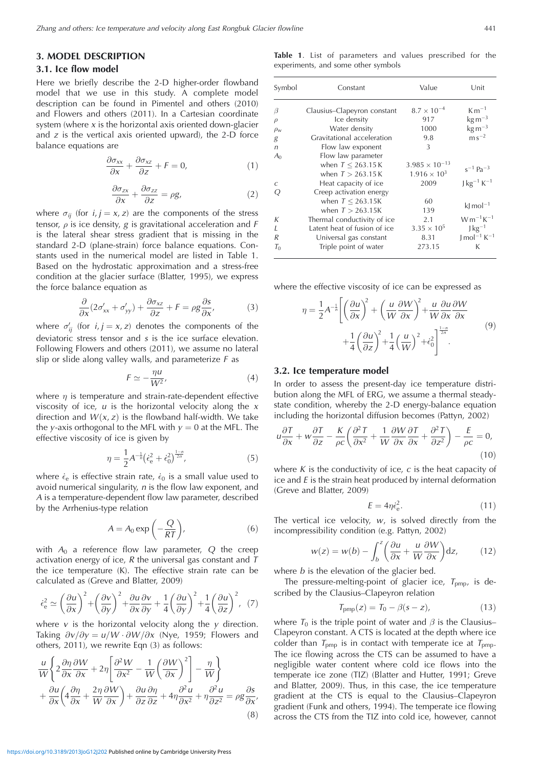## 3. MODEL DESCRIPTION

### 3.1. Ice flow model

Here we briefly describe the 2-D higher-order flowband model that we use in this study. A complete model description can be found in Pimentel and others (2010) and Flowers and others (2011). In a Cartesian coordinate system (where $x$ is the horizontal axis oriented down-glacier and $z$ is the vertical axis oriented upward), the 2-D force balance equations are

$$\frac{\partial \sigma_{xx}}{\partial x} + \frac{\partial \sigma_{xz}}{\partial z} + F = 0, \tag{1}$$

$$\frac{\partial \sigma_{zx}}{\partial x} + \frac{\partial \sigma_{zz}}{\partial z} = \rho g, \tag{2}$$

where $\sigma_{ij}$ (for $i, j = x, z$) are the components of the stress tensor, $\rho$ is ice density, $g$ is gravitational acceleration and $F$ is the lateral shear stress gradient that is missing in the standard 2-D (plane-strain) force balance equations. Constants used in the numerical model are listed in Table 1. Based on the hydrostatic approximation and a stress-free condition at the glacier surface (Blatter, 1995), we express the force balance equation as

$$\frac{\partial}{\partial x}(2\sigma'_{xx} + \sigma'_{yy}) + \frac{\partial \sigma_{xz}}{\partial z} + F = \rho g \frac{\partial s}{\partial x}, \tag{3}$$

where $\sigma'_{ij}$ (for $i, j = x, z$) denotes the components of the deviatoric stress tensor and $s$ is the ice surface elevation. Following Flowers and others (2011), we assume no lateral slip or slide along valley walls, and parameterize $F$ as

$$F \simeq -\frac{\eta u}{W^2}, \tag{4}$$

where $\eta$ is temperature and strain-rate-dependent effective viscosity of ice, $u$ is the horizontal velocity along the $x$ direction and $W(x, z)$ is the flowband half-width. We take the $y$-axis orthogonal to the MFL with $y = 0$ at the MFL. The effective viscosity of ice is given by

$$\eta = \frac{1}{2} A^{-\frac{1}{n}} \left(\dot{\epsilon}_e^2 + \dot{\epsilon}_0^2\right)^{\frac{1-n}{2n}}, \tag{5}$$

where $\dot{\epsilon}_e$ is effective strain rate, $\dot{\epsilon}_0$ is a small value used to avoid numerical singularity, $n$ is the flow law exponent, and $A$ is a temperature-dependent flow law parameter, described by the Arrhenius-type relation

$$A = A_0 \exp\left(-\frac{Q}{RT}\right), \tag{6}$$

with $A_0$ a reference flow law parameter, $Q$ the creep activation energy of ice, $R$ the universal gas constant and $T$ the ice temperature (K). The effective strain rate can be calculated as (Greve and Blatter, 2009)

$$\dot{\epsilon}_e^2 \simeq \left(\frac{\partial u}{\partial x}\right)^2 + \left(\frac{\partial v}{\partial y}\right)^2 + \frac{\partial u}{\partial x}\frac{\partial v}{\partial y} + \frac{1}{4}\left(\frac{\partial u}{\partial y}\right)^2 + \frac{1}{4}\left(\frac{\partial u}{\partial z}\right)^2, \tag{7}$$

where $v$ is the horizontal velocity along the $y$ direction. Taking $\partial v/\partial y = u/W \cdot \partial W/\partial x$ (Nye, 1959; Flowers and others, 2011), we rewrite Eqn (3) as follows:

$$\begin{aligned} &\frac{u}{W}\left\{2\frac{\partial \eta}{\partial x}\frac{\partial W}{\partial x} + 2\eta\left[\frac{\partial^2 W}{\partial x^2} - \frac{1}{W}\left(\frac{\partial W}{\partial x}\right)^2\right] - \frac{\eta}{W}\right\} \\ &+ \frac{\partial u}{\partial x}\left(4\frac{\partial \eta}{\partial x} + \frac{2\eta}{W}\frac{\partial W}{\partial x}\right) + \frac{\partial u}{\partial z}\frac{\partial \eta}{\partial z} + 4\eta\frac{\partial^2 u}{\partial x^2} + \eta\frac{\partial^2 u}{\partial z^2} = \rho g \frac{\partial s}{\partial x}, \end{aligned} \tag{8}$$

**Table 1.** List of parameters and values prescribed for the experiments, and some other symbols

| Symbol | Constant | Value | Unit |
|---|---|---|---|
| $\beta$ | Clausius–Clapeyron constant | $8.7 \times 10^{-4}$ | $\mathrm{K\,m^{-1}}$ |
| $\rho$ | Ice density | 917 | $\mathrm{kg\,m^{-3}}$ |
| $\rho_w$ | Water density | 1000 | $\mathrm{kg\,m^{-3}}$ |
| $g$ | Gravitational acceleration | 9.8 | $\mathrm{m\,s^{-2}}$ |
| $n$ | Flow law exponent | 3 | |
| $A_0$ | Flow law parameter | | |
| | when $T \leq 263.15\,\mathrm{K}$ | $3.985 \times 10^{-13}$ | $\mathrm{s^{-1}\,Pa^{-3}}$ |
| | when $T > 263.15\,\mathrm{K}$ | $1.916 \times 10^{3}$ | |
| $c$ | Heat capacity of ice | 2009 | $\mathrm{J\,kg^{-1}\,K^{-1}}$ |
| $Q$ | Creep activation energy | | |
| | when $T \leq 263.15\mathrm{K}$ | 60 | $\mathrm{kJ\,mol^{-1}}$ |
| | when $T > 263.15\mathrm{K}$ | 139 | |
| $K$ | Thermal conductivity of ice | 2.1 | $\mathrm{W\,m^{-1}\,K^{-1}}$ |
| $L$ | Latent heat of fusion of ice | $3.35 \times 10^{5}$ | $\mathrm{J\,kg^{-1}}$ |
| $R$ | Universal gas constant | 8.31 | $\mathrm{J\,mol^{-1}\,K^{-1}}$ |
| $T_0$ | Triple point of water | 273.15 | K |

where the effective viscosity of ice can be expressed as

$$\eta = \frac{1}{2}A^{-\frac{1}{n}}\left[\left(\frac{\partial u}{\partial x}\right)^2 + \left(\frac{u}{W}\frac{\partial W}{\partial x}\right)^2 + \frac{u}{W}\frac{\partial u}{\partial x}\frac{\partial W}{\partial x} + \frac{1}{4}\left(\frac{\partial u}{\partial z}\right)^2 + \frac{1}{4}\left(\frac{u}{W}\right)^2 + \dot{\epsilon}_0^2\right]^{\frac{1-n}{2n}}. \tag{9}$$

### 3.2. Ice temperature model

In order to assess the present-day ice temperature distribution along the MFL of ERG, we assume a thermal steady-state condition, whereby the 2-D energy-balance equation including the horizontal diffusion becomes (Pattyn, 2002)

$$u\frac{\partial T}{\partial x} + w\frac{\partial T}{\partial z} - \frac{K}{\rho c}\left(\frac{\partial^2 T}{\partial x^2} + \frac{1}{W}\frac{\partial W}{\partial x}\frac{\partial T}{\partial x} + \frac{\partial^2 T}{\partial z^2}\right) - \frac{E}{\rho c} = 0, \tag{10}$$

where $K$ is the conductivity of ice, $c$ is the heat capacity of ice and $E$ is the strain heat produced by internal deformation (Greve and Blatter, 2009)

$$E = 4\eta\dot{\epsilon}_e^2. \tag{11}$$

The vertical ice velocity, $w$, is solved directly from the incompressibility condition (e.g. Pattyn, 2002)

$$w(z) = w(b) - \int_b^z \left(\frac{\partial u}{\partial x} + \frac{u}{W}\frac{\partial W}{\partial x}\right) \mathrm{d}z, \tag{12}$$

where $b$ is the elevation of the glacier bed.

The pressure-melting-point of glacier ice, $T_{pmp}$, is described by the Clausius–Clapeyron relation

$$T_{pmp}(z) = T_0 - \beta(s - z), \tag{13}$$

where $T_0$ is the triple point of water and $\beta$ is the Clausius–Clapeyron constant. A CTS is located at the depth where ice colder than $T_{pmp}$ is in contact with temperate ice at $T_{pmp}$. The ice flowing across the CTS can be assumed to have a negligible water content where cold ice flows into the temperate ice zone (TIZ) (Blatter and Hutter, 1991; Greve and Blatter, 2009). Thus, in this case, the ice temperature gradient at the CTS is equal to the Clausius–Clapeyron gradient (Funk and others, 1994). The temperate ice flowing across the CTS from the TIZ into cold ice, however, cannot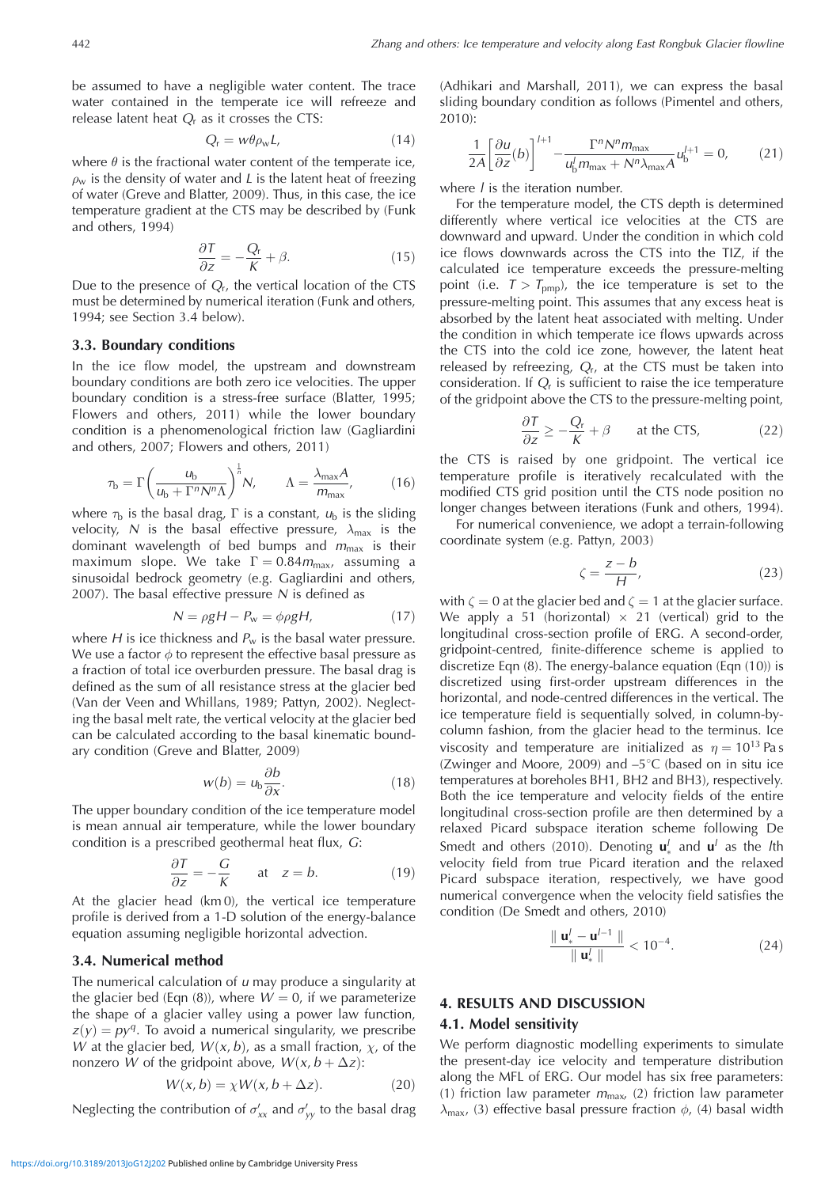be assumed to have a negligible water content. The trace water contained in the temperate ice will refreeze and release latent heat $Q_r$ as it crosses the CTS:

$$Q_r = w\theta\rho_w L, \tag{14}$$

where $\theta$ is the fractional water content of the temperate ice, $\rho_w$ is the density of water and $L$ is the latent heat of freezing of water (Greve and Blatter, 2009). Thus, in this case, the ice temperature gradient at the CTS may be described by (Funk and others, 1994)

$$\frac{\partial T}{\partial z} = -\frac{Q_r}{K} + \beta. \tag{15}$$

Due to the presence of $Q_r$, the vertical location of the CTS must be determined by numerical iteration (Funk and others, 1994; see Section 3.4 below).

### 3.3. Boundary conditions

In the ice flow model, the upstream and downstream boundary conditions are both zero ice velocities. The upper boundary condition is a stress-free surface (Blatter, 1995; Flowers and others, 2011) while the lower boundary condition is a phenomenological friction law (Gagliardini and others, 2007; Flowers and others, 2011)

$$\tau_b = \Gamma\left(\frac{u_b}{u_b + \Gamma^n N^n \Lambda}\right)^{\frac{1}{n}} N, \qquad \Lambda = \frac{\lambda_{max} A}{m_{max}}, \tag{16}$$

where $\tau_b$ is the basal drag, $\Gamma$ is a constant, $u_b$ is the sliding velocity, $N$ is the basal effective pressure, $\lambda_{max}$ is the dominant wavelength of bed bumps and $m_{max}$ is their maximum slope. We take $\Gamma = 0.84m_{max}$, assuming a sinusoidal bedrock geometry (e.g. Gagliardini and others, 2007). The basal effective pressure $N$ is defined as

$$N = \rho g H - P_w = \phi\rho g H, \tag{17}$$

where $H$ is ice thickness and $P_w$ is the basal water pressure. We use a factor $\phi$ to represent the effective basal pressure as a fraction of total ice overburden pressure. The basal drag is defined as the sum of all resistance stress at the glacier bed (Van der Veen and Whillans, 1989; Pattyn, 2002). Neglecting the basal melt rate, the vertical velocity at the glacier bed can be calculated according to the basal kinematic boundary condition (Greve and Blatter, 2009)

$$w(b) = u_b \frac{\partial b}{\partial x}. \tag{18}$$

The upper boundary condition of the ice temperature model is mean annual air temperature, while the lower boundary condition is a prescribed geothermal heat flux, $G$:

$$\frac{\partial T}{\partial z} = -\frac{G}{K} \qquad \text{at} \quad z = b. \tag{19}$$

At the glacier head (km 0), the vertical ice temperature profile is derived from a 1-D solution of the energy-balance equation assuming negligible horizontal advection.

### 3.4. Numerical method

The numerical calculation of $u$ may produce a singularity at the glacier bed (Eqn (8)), where $W = 0$, if we parameterize the shape of a glacier valley using a power law function, $z(y) = py^q$. To avoid a numerical singularity, we prescribe $W$ at the glacier bed, $W(x, b)$, as a small fraction, $\chi$, of the nonzero $W$ of the gridpoint above, $W(x, b + \Delta z)$:

$$W(x, b) = \chi W(x, b + \Delta z). \tag{20}$$

Neglecting the contribution of $\sigma'_{xx}$ and $\sigma'_{yy}$ to the basal drag (Adhikari and Marshall, 2011), we can express the basal sliding boundary condition as follows (Pimentel and others, 2010):

$$\frac{1}{2A}\left[\frac{\partial u}{\partial z}(b)\right]^{l+1} - \frac{\Gamma^n N^n m_{max}}{u_b^l m_{max} + N^n \lambda_{max} A} u_b^{l+1} = 0, \tag{21}$$

where $l$ is the iteration number.

For the temperature model, the CTS depth is determined differently where vertical ice velocities at the CTS are downward and upward. Under the condition in which cold ice flows downwards across the CTS into the TIZ, if the calculated ice temperature exceeds the pressure-melting point (i.e. $T > T_{pmp}$), the ice temperature is set to the pressure-melting point. This assumes that any excess heat is absorbed by the latent heat associated with melting. Under the condition in which temperate ice flows upwards across the CTS into the cold ice zone, however, the latent heat released by refreezing, $Q_r$, at the CTS must be taken into consideration. If $Q_r$ is sufficient to raise the ice temperature of the gridpoint above the CTS to the pressure-melting point,

$$\frac{\partial T}{\partial z} \geq -\frac{Q_r}{K} + \beta \qquad \text{at the CTS}, \tag{22}$$

the CTS is raised by one gridpoint. The vertical ice temperature profile is iteratively recalculated with the modified CTS grid position until the CTS node position no longer changes between iterations (Funk and others, 1994).

For numerical convenience, we adopt a terrain-following coordinate system (e.g. Pattyn, 2003)

$$\zeta = \frac{z - b}{H}, \tag{23}$$

with $\zeta = 0$ at the glacier bed and $\zeta = 1$ at the glacier surface. We apply a 51 (horizontal) × 21 (vertical) grid to the longitudinal cross-section profile of ERG. A second-order, gridpoint-centred, finite-difference scheme is applied to discretize Eqn (8). The energy-balance equation (Eqn (10)) is discretized using first-order upstream differences in the horizontal, and node-centred differences in the vertical. The ice temperature field is sequentially solved, in column-by-column fashion, from the glacier head to the terminus. Ice viscosity and temperature are initialized as $\eta = 10^{13}$ Pa s (Zwinger and Moore, 2009) and –5°C (based on in situ ice temperatures at boreholes BH1, BH2 and BH3), respectively. Both the ice temperature and velocity fields of the entire longitudinal cross-section profile are then determined by a relaxed Picard subspace iteration scheme following De Smedt and others (2010). Denoting $\mathbf{u}_*^l$ and $\mathbf{u}^l$ as the $l$th velocity field from true Picard iteration and the relaxed Picard subspace iteration, respectively, we have good numerical convergence when the velocity field satisfies the condition (De Smedt and others, 2010)

$$\frac{\| \mathbf{u}_*^l - \mathbf{u}^{l-1} \|}{\| \mathbf{u}_*^l \|} < 10^{-4}. \tag{24}$$

## 4. RESULTS AND DISCUSSION

### 4.1. Model sensitivity

We perform diagnostic modelling experiments to simulate the present-day ice velocity and temperature distribution along the MFL of ERG. Our model has six free parameters: (1) friction law parameter $m_{max}$, (2) friction law parameter $\lambda_{max}$, (3) effective basal pressure fraction $\phi$, (4) basal width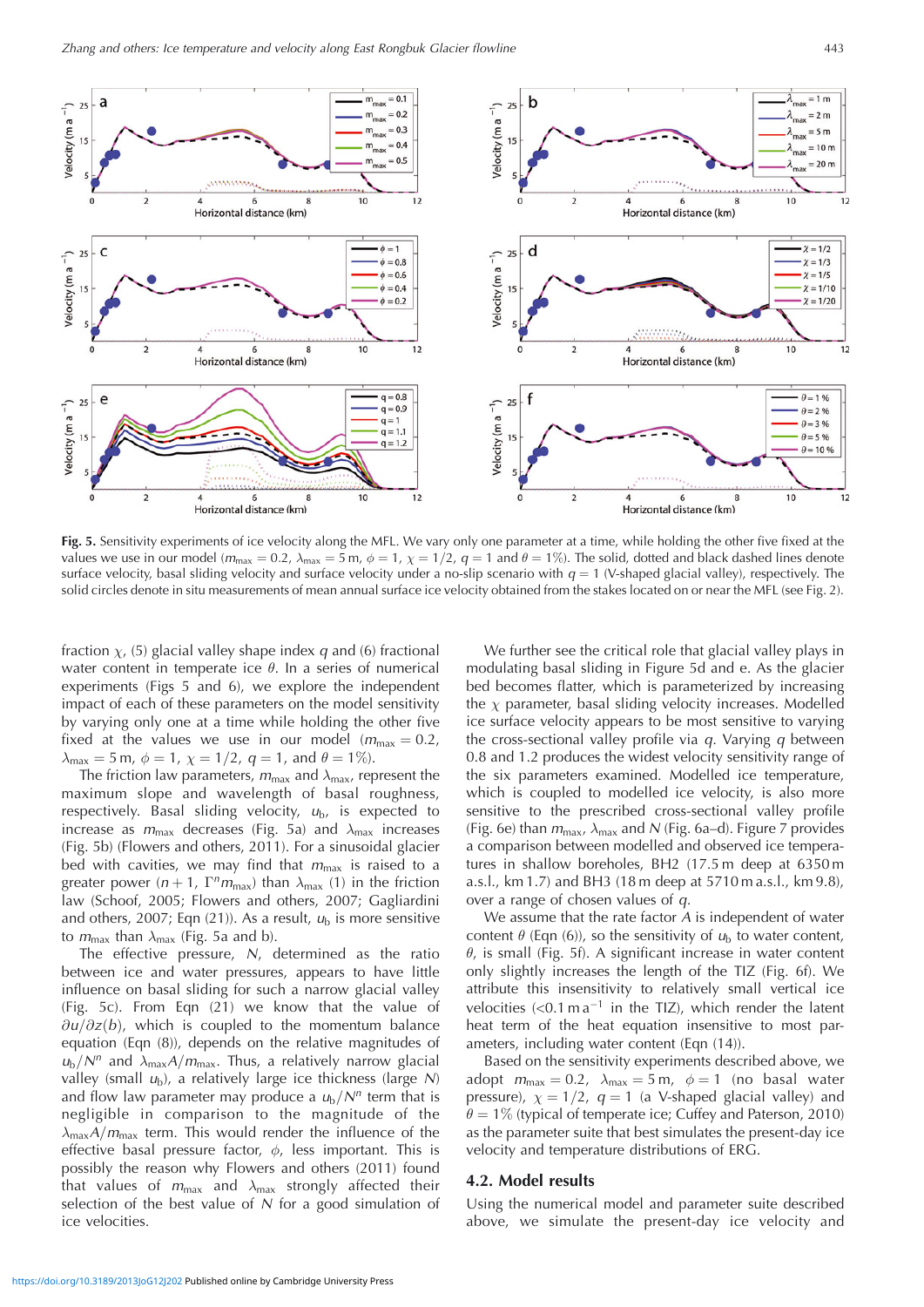**Fig. 5.** Sensitivity experiments of ice velocity along the MFL. We vary only one parameter at a time, while holding the other five fixed at the values we use in our model ($m_{max} = 0.2$, $\lambda_{max} = 5$ m, $\phi = 1$, $\chi = 1/2$, $q = 1$ and $\theta = 1\%$). The solid, dotted and black dashed lines denote surface velocity, basal sliding velocity and surface velocity under a no-slip scenario with $q = 1$ (V-shaped glacial valley), respectively. The solid circles denote in situ measurements of mean annual surface ice velocity obtained from the stakes located on or near the MFL (see Fig. 2).

fraction $\chi$, (5) glacial valley shape index $q$ and (6) fractional water content in temperate ice $\theta$. In a series of numerical experiments (Figs 5 and 6), we explore the independent impact of each of these parameters on the model sensitivity by varying only one at a time while holding the other five fixed at the values we use in our model ($m_{max} = 0.2$, $\lambda_{max} = 5$ m, $\phi = 1$, $\chi = 1/2$, $q = 1$, and $\theta = 1\%$).

The friction law parameters, $m_{max}$ and $\lambda_{max}$, represent the maximum slope and wavelength of basal roughness, respectively. Basal sliding velocity, $u_b$, is expected to increase as $m_{max}$ decreases (Fig. 5a) and $\lambda_{max}$ increases (Fig. 5b) (Flowers and others, 2011). For a sinusoidal glacier bed with cavities, we may find that $m_{max}$ is raised to a greater power ($n+1$, $\Gamma^n m_{max}$) than $\lambda_{max}$ (1) in the friction law (Schoof, 2005; Flowers and others, 2007; Gagliardini and others, 2007; Eqn (21)). As a result, $u_b$ is more sensitive to $m_{max}$ than $\lambda_{max}$ (Fig. 5a and b).

The effective pressure, $N$, determined as the ratio between ice and water pressures, appears to have little influence on basal sliding for such a narrow glacial valley (Fig. 5c). From Eqn (21) we know that the value of $\partial u/\partial z(b)$, which is coupled to the momentum balance equation (Eqn (8)), depends on the relative magnitudes of $u_b/N^n$ and $\lambda_{max}A/m_{max}$. Thus, a relatively narrow glacial valley (small $u_b$), a relatively large ice thickness (large $N$) and flow law parameter may produce a $u_b/N^n$ term that is negligible in comparison to the magnitude of the $\lambda_{max}A/m_{max}$ term. This would render the influence of the effective basal pressure factor, $\phi$, less important. This is possibly the reason why Flowers and others (2011) found that values of $m_{max}$ and $\lambda_{max}$ strongly affected their selection of the best value of $N$ for a good simulation of ice velocities.

We further see the critical role that glacial valley plays in modulating basal sliding in Figure 5d and e. As the glacier bed becomes flatter, which is parameterized by increasing the $\chi$ parameter, basal sliding velocity increases. Modelled ice surface velocity appears to be most sensitive to varying the cross-sectional valley profile via $q$. Varying $q$ between 0.8 and 1.2 produces the widest velocity sensitivity range of the six parameters examined. Modelled ice temperature, which is coupled to modelled ice velocity, is also more sensitive to the prescribed cross-sectional valley profile (Fig. 6e) than $m_{max}$, $\lambda_{max}$ and $N$ (Fig. 6a–d). Figure 7 provides a comparison between modelled and observed ice temperatures in shallow boreholes, BH2 (17.5 m deep at 6350 m a.s.l., km 1.7) and BH3 (18 m deep at 5710 m a.s.l., km 9.8), over a range of chosen values of $q$.

We assume that the rate factor $A$ is independent of water content $\theta$ (Eqn (6)), so the sensitivity of $u_b$ to water content, $\theta$, is small (Fig. 5f). A significant increase in water content only slightly increases the length of the TIZ (Fig. 6f). We attribute this insensitivity to relatively small vertical ice velocities (<0.1 m a$^{-1}$ in the TIZ), which render the latent heat term of the heat equation insensitive to most parameters, including water content (Eqn (14)).

Based on the sensitivity experiments described above, we adopt $m_{max} = 0.2$, $\lambda_{max} = 5$ m, $\phi = 1$ (no basal water pressure), $\chi = 1/2$, $q = 1$ (a V-shaped glacial valley) and $\theta = 1\%$ (typical of temperate ice; Cuffey and Paterson, 2010) as the parameter suite that best simulates the present-day ice velocity and temperature distributions of ERG.

## 4.2. Model results

Using the numerical model and parameter suite described above, we simulate the present-day ice velocity and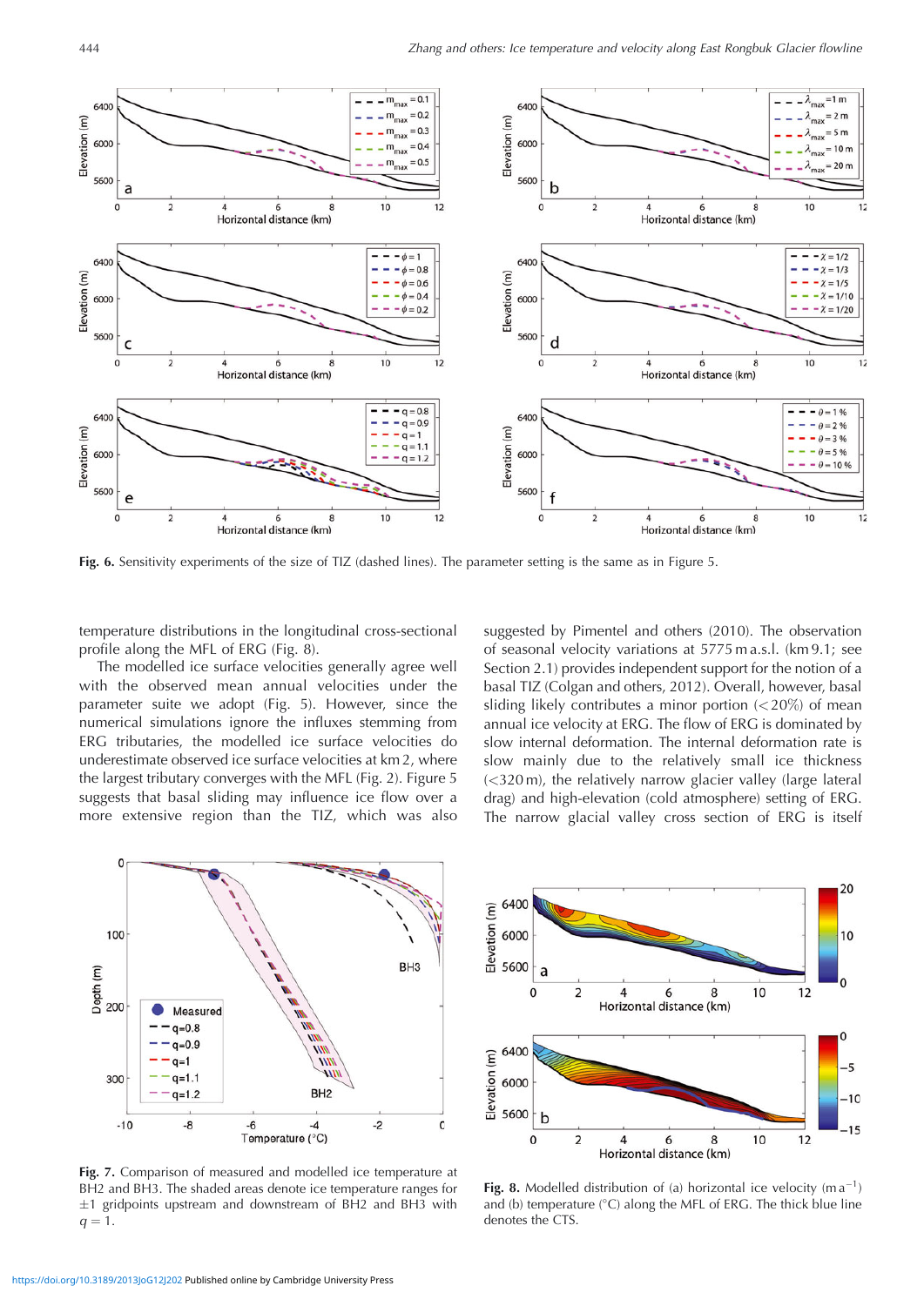Fig. 6. Sensitivity experiments of the size of TIZ (dashed lines). The parameter setting is the same as in Figure 5.

temperature distributions in the longitudinal cross-sectional profile along the MFL of ERG (Fig. 8).

The modelled ice surface velocities generally agree well with the observed mean annual velocities under the parameter suite we adopt (Fig. 5). However, since the numerical simulations ignore the influxes stemming from ERG tributaries, the modelled ice surface velocities do underestimate observed ice surface velocities at km 2, where the largest tributary converges with the MFL (Fig. 2). Figure 5 suggests that basal sliding may influence ice flow over a more extensive region than the TIZ, which was also suggested by Pimentel and others (2010). The observation of seasonal velocity variations at 5775 m a.s.l. (km 9.1; see Section 2.1) provides independent support for the notion of a basal TIZ (Colgan and others, 2012). Overall, however, basal sliding likely contributes a minor portion (<20%) of mean annual ice velocity at ERG. The flow of ERG is dominated by slow internal deformation. The internal deformation rate is slow mainly due to the relatively small ice thickness (<320 m), the relatively narrow glacier valley (large lateral drag) and high-elevation (cold atmosphere) setting of ERG. The narrow glacial valley cross section of ERG is itself

Fig. 7. Comparison of measured and modelled ice temperature at BH2 and BH3. The shaded areas denote ice temperature ranges for ±1 gridpoints upstream and downstream of BH2 and BH3 with $q = 1$.

Fig. 8. Modelled distribution of (a) horizontal ice velocity (m a$^{-1}$) and (b) temperature (°C) along the MFL of ERG. The thick blue line denotes the CTS.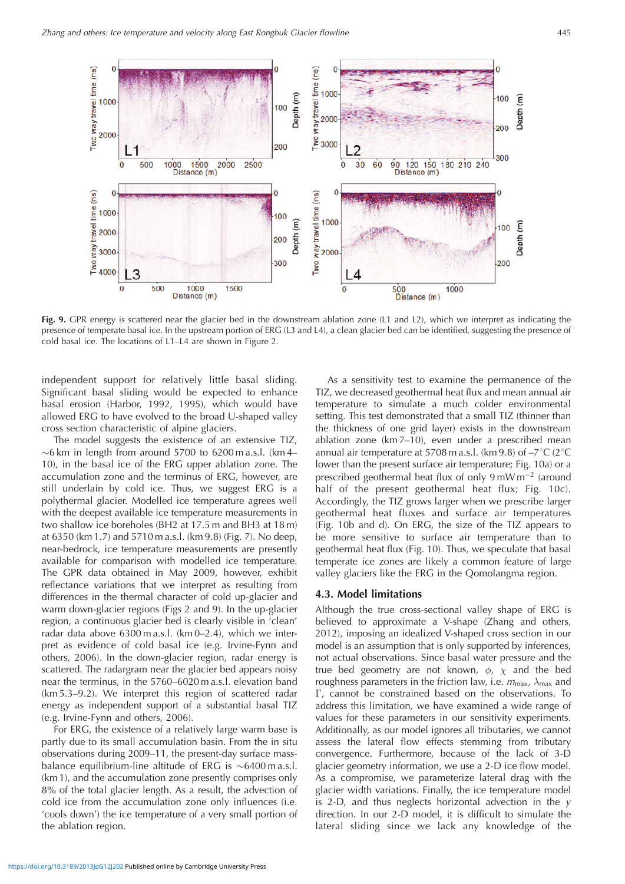**Fig. 9.** GPR energy is scattered near the glacier bed in the downstream ablation zone (L1 and L2), which we interpret as indicating the presence of temperate basal ice. In the upstream portion of ERG (L3 and L4), a clean glacier bed can be identified, suggesting the presence of cold basal ice. The locations of L1–L4 are shown in Figure 2.

independent support for relatively little basal sliding. Significant basal sliding would be expected to enhance basal erosion (Harbor, 1992, 1995), which would have allowed ERG to have evolved to the broad U-shaped valley cross section characteristic of alpine glaciers.

The model suggests the existence of an extensive TIZ, ~6 km in length from around 5700 to 6200 m a.s.l. (km 4–10), in the basal ice of the ERG upper ablation zone. The accumulation zone and the terminus of ERG, however, are still underlain by cold ice. Thus, we suggest ERG is a polythermal glacier. Modelled ice temperature agrees well with the deepest available ice temperature measurements in two shallow ice boreholes (BH2 at 17.5 m and BH3 at 18 m) at 6350 (km 1.7) and 5710 m a.s.l. (km 9.8) (Fig. 7). No deep, near-bedrock, ice temperature measurements are presently available for comparison with modelled ice temperature. The GPR data obtained in May 2009, however, exhibit reflectance variations that we interpret as resulting from differences in the thermal character of cold up-glacier and warm down-glacier regions (Figs 2 and 9). In the up-glacier region, a continuous glacier bed is clearly visible in 'clean' radar data above 6300 m a.s.l. (km 0–2.4), which we interpret as evidence of cold basal ice (e.g. Irvine-Fynn and others, 2006). In the down-glacier region, radar energy is scattered. The radargram near the glacier bed appears noisy near the terminus, in the 5760–6020 m a.s.l. elevation band (km 5.3–9.2). We interpret this region of scattered radar energy as independent support of a substantial basal TIZ (e.g. Irvine-Fynn and others, 2006).

For ERG, the existence of a relatively large warm base is partly due to its small accumulation basin. From the in situ observations during 2009–11, the present-day surface mass-balance equilibrium-line altitude of ERG is ~6400 m a.s.l. (km 1), and the accumulation zone presently comprises only 8% of the total glacier length. As a result, the advection of cold ice from the accumulation zone only influences (i.e. 'cools down') the ice temperature of a very small portion of the ablation region.

As a sensitivity test to examine the permanence of the TIZ, we decreased geothermal heat flux and mean annual air temperature to simulate a much colder environmental setting. This test demonstrated that a small TIZ (thinner than the thickness of one grid layer) exists in the downstream ablation zone (km 7–10), even under a prescribed mean annual air temperature at 5708 m a.s.l. (km 9.8) of –7°C (2°C lower than the present surface air temperature; Fig. 10a) or a prescribed geothermal heat flux of only 9 mW m$^{-2}$ (around half of the present geothermal heat flux; Fig. 10c). Accordingly, the TIZ grows larger when we prescribe larger geothermal heat fluxes and surface air temperatures (Fig. 10b and d). On ERG, the size of the TIZ appears to be more sensitive to surface air temperature than to geothermal heat flux (Fig. 10). Thus, we speculate that basal temperate ice zones are likely a common feature of large valley glaciers like the ERG in the Qomolangma region.

## 4.3. Model limitations

Although the true cross-sectional valley shape of ERG is believed to approximate a V-shape (Zhang and others, 2012), imposing an idealized V-shaped cross section in our model is an assumption that is only supported by inferences, not actual observations. Since basal water pressure and the true bed geometry are not known, $\phi$, $\chi$ and the bed roughness parameters in the friction law, i.e. $m_{max}$, $\lambda_{max}$ and $\Gamma$, cannot be constrained based on the observations. To address this limitation, we have examined a wide range of values for these parameters in our sensitivity experiments. Additionally, as our model ignores all tributaries, we cannot assess the lateral flow effects stemming from tributary convergence. Furthermore, because of the lack of 3-D glacier geometry information, we use a 2-D ice flow model. As a compromise, we parameterize lateral drag with the glacier width variations. Finally, the ice temperature model is 2-D, and thus neglects horizontal advection in the $y$ direction. In our 2-D model, it is difficult to simulate the lateral sliding since we lack any knowledge of the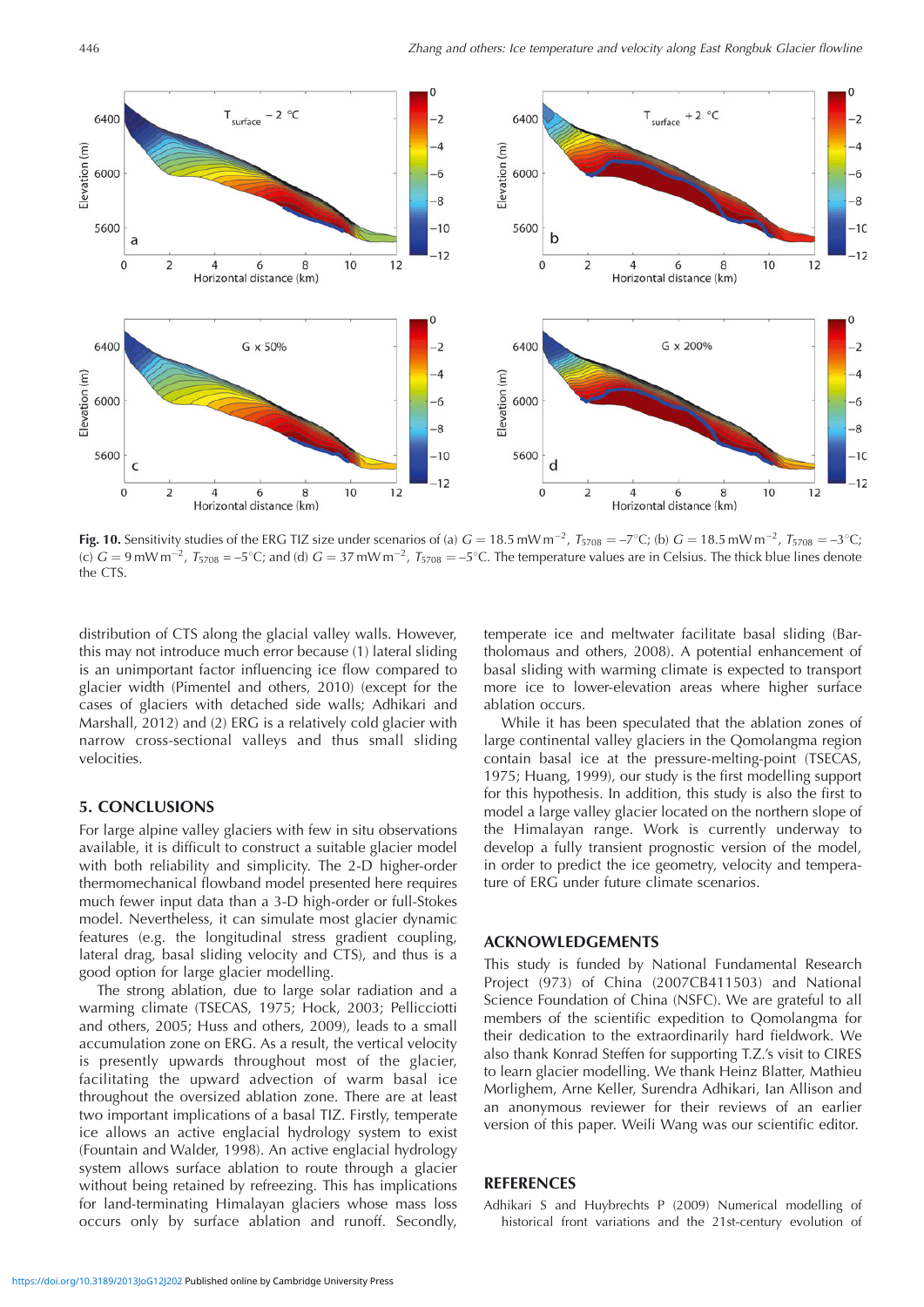**Fig. 10.** Sensitivity studies of the ERG TIZ size under scenarios of (a) $G = 18.5\ \mathrm{mW\,m^{-2}}$, $T_{5708} = -7°\mathrm{C}$; (b) $G = 18.5\ \mathrm{mW\,m^{-2}}$, $T_{5708} = -3°\mathrm{C}$; (c) $G = 9\ \mathrm{mW\,m^{-2}}$, $T_{5708} = -5°\mathrm{C}$; and (d) $G = 37\ \mathrm{mW\,m^{-2}}$, $T_{5708} = -5°\mathrm{C}$. The temperature values are in Celsius. The thick blue lines denote the CTS.

distribution of CTS along the glacial valley walls. However, this may not introduce much error because (1) lateral sliding is an unimportant factor influencing ice flow compared to glacier width (Pimentel and others, 2010) (except for the cases of glaciers with detached side walls; Adhikari and Marshall, 2012) and (2) ERG is a relatively cold glacier with narrow cross-sectional valleys and thus small sliding velocities.

## 5. CONCLUSIONS

For large alpine valley glaciers with few in situ observations available, it is difficult to construct a suitable glacier model with both reliability and simplicity. The 2-D higher-order thermomechanical flowband model presented here requires much fewer input data than a 3-D high-order or full-Stokes model. Nevertheless, it can simulate most glacier dynamic features (e.g. the longitudinal stress gradient coupling, lateral drag, basal sliding velocity and CTS), and thus is a good option for large glacier modelling.

The strong ablation, due to large solar radiation and a warming climate (TSECAS, 1975; Hock, 2003; Pellicciotti and others, 2005; Huss and others, 2009), leads to a small accumulation zone on ERG. As a result, the vertical velocity is presently upwards throughout most of the glacier, facilitating the upward advection of warm basal ice throughout the oversized ablation zone. There are at least two important implications of a basal TIZ. Firstly, temperate ice allows an active englacial hydrology system to exist (Fountain and Walder, 1998). An active englacial hydrology system allows surface ablation to route through a glacier without being retained by refreezing. This has implications for land-terminating Himalayan glaciers whose mass loss occurs only by surface ablation and runoff. Secondly, temperate ice and meltwater facilitate basal sliding (Bartholomaus and others, 2008). A potential enhancement of basal sliding with warming climate is expected to transport more ice to lower-elevation areas where higher surface ablation occurs.

While it has been speculated that the ablation zones of large continental valley glaciers in the Qomolangma region contain basal ice at the pressure-melting-point (TSECAS, 1975; Huang, 1999), our study is the first modelling support for this hypothesis. In addition, this study is also the first to model a large valley glacier located on the northern slope of the Himalayan range. Work is currently underway to develop a fully transient prognostic version of the model, in order to predict the ice geometry, velocity and temperature of ERG under future climate scenarios.

## ACKNOWLEDGEMENTS

This study is funded by National Fundamental Research Project (973) of China (2007CB411503) and National Science Foundation of China (NSFC). We are grateful to all members of the scientific expedition to Qomolangma for their dedication to the extraordinarily hard fieldwork. We also thank Konrad Steffen for supporting T.Z.'s visit to CIRES to learn glacier modelling. We thank Heinz Blatter, Mathieu Morlighem, Arne Keller, Surendra Adhikari, Ian Allison and an anonymous reviewer for their reviews of an earlier version of this paper. Weili Wang was our scientific editor.

## REFERENCES

Adhikari S and Huybrechts P (2009) Numerical modelling of historical front variations and the 21st-century evolution of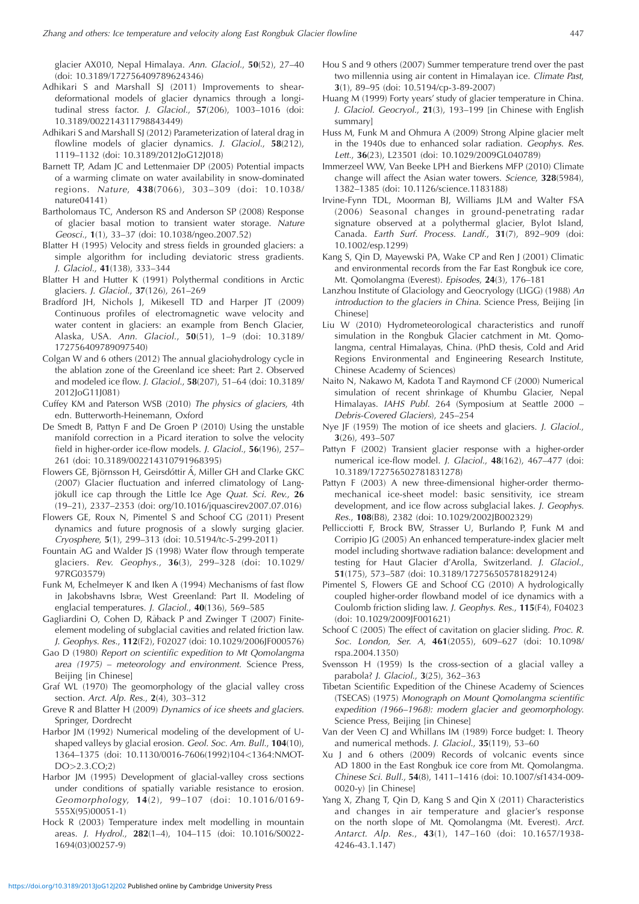glacier AX010, Nepal Himalaya. *Ann. Glaciol.*, **50**(52), 27–40 (doi: 10.3189/172756409789624346)

Adhikari S and Marshall SJ (2011) Improvements to shear-deformational models of glacier dynamics through a longitudinal stress factor. *J. Glaciol.*, **57**(206), 1003–1016 (doi: 10.3189/002214311798843449)

Adhikari S and Marshall SJ (2012) Parameterization of lateral drag in flowline models of glacier dynamics. *J. Glaciol.*, **58**(212), 1119–1132 (doi: 10.3189/2012JoG12J018)

Barnett TP, Adam JC and Lettenmaier DP (2005) Potential impacts of a warming climate on water availability in snow-dominated regions. *Nature*, **438**(7066), 303–309 (doi: 10.1038/nature04141)

Bartholomaus TC, Anderson RS and Anderson SP (2008) Response of glacier basal motion to transient water storage. *Nature Geosci.*, **1**(1), 33–37 (doi: 10.1038/ngeo.2007.52)

Blatter H (1995) Velocity and stress fields in grounded glaciers: a simple algorithm for including deviatoric stress gradients. *J. Glaciol.*, **41**(138), 333–344

Blatter H and Hutter K (1991) Polythermal conditions in Arctic glaciers. *J. Glaciol.*, **37**(126), 261–269

Bradford JH, Nichols J, Mikesell TD and Harper JT (2009) Continuous profiles of electromagnetic wave velocity and water content in glaciers: an example from Bench Glacier, Alaska, USA. *Ann. Glaciol.*, **50**(51), 1–9 (doi: 10.3189/172756409789097540)

Colgan W and 6 others (2012) The annual glaciohydrology cycle in the ablation zone of the Greenland ice sheet: Part 2. Observed and modeled ice flow. *J. Glaciol.*, **58**(207), 51–64 (doi: 10.3189/2012JoG11J081)

Cuffey KM and Paterson WSB (2010) *The physics of glaciers*, 4th edn. Butterworth-Heinemann, Oxford

De Smedt B, Pattyn F and De Groen P (2010) Using the unstable manifold correction in a Picard iteration to solve the velocity field in higher-order ice-flow models. *J. Glaciol.*, **56**(196), 257–261 (doi: 10.3189/002214310791968395)

Flowers GE, Björnsson H, Geirsdóttir Á, Miller GH and Clarke GKC (2007) Glacier fluctuation and inferred climatology of Langjökull ice cap through the Little Ice Age *Quat. Sci. Rev.*, **26** (19–21), 2337–2353 (doi: org/10.1016/jquascirev2007.07.016)

Flowers GE, Roux N, Pimentel S and Schoof CG (2011) Present dynamics and future prognosis of a slowly surging glacier. *Cryosphere*, **5**(1), 299–313 (doi: 10.5194/tc-5-299-2011)

Fountain AG and Walder JS (1998) Water flow through temperate glaciers. *Rev. Geophys.*, **36**(3), 299–328 (doi: 10.1029/97RG03579)

Funk M, Echelmeyer K and Iken A (1994) Mechanisms of fast flow in Jakobshavns Isbræ, West Greenland: Part II. Modeling of englacial temperatures. *J. Glaciol.*, **40**(136), 569–585

Gagliardini O, Cohen D, Råback P and Zwinger T (2007) Finite-element modeling of subglacial cavities and related friction law. *J. Geophys. Res.*, **112**(F2), F02027 (doi: 10.1029/2006JF000576)

Gao D (1980) *Report on scientific expedition to Mt Qomolangma area (1975) – meteorology and environment*. Science Press, Beijing [in Chinese]

Graf WL (1970) The geomorphology of the glacial valley cross section. *Arct. Alp. Res.*, **2**(4), 303–312

Greve R and Blatter H (2009) *Dynamics of ice sheets and glaciers*. Springer, Dordrecht

Harbor JM (1992) Numerical modeling of the development of U-shaped valleys by glacial erosion. *Geol. Soc. Am. Bull.*, **104**(10), 1364–1375 (doi: 10.1130/0016-7606(1992)104<1364:NMOT-DO>2.3.CO;2)

Harbor JM (1995) Development of glacial-valley cross sections under conditions of spatially variable resistance to erosion. *Geomorphology*, **14**(2), 99–107 (doi: 10.1016/0169-555X(95)00051-1)

Hock R (2003) Temperature index melt modelling in mountain areas. *J. Hydrol.*, **282**(1–4), 104–115 (doi: 10.1016/S0022-1694(03)00257-9)

Hou S and 9 others (2007) Summer temperature trend over the past two millennia using air content in Himalayan ice. *Climate Past*, **3**(1), 89–95 (doi: 10.5194/cp-3-89-2007)

Huang M (1999) Forty years' study of glacier temperature in China. *J. Glaciol. Geocryol.*, **21**(3), 193–199 [in Chinese with English summary]

Huss M, Funk M and Ohmura A (2009) Strong Alpine glacier melt in the 1940s due to enhanced solar radiation. *Geophys. Res. Lett.*, **36**(23), L23501 (doi: 10.1029/2009GL040789)

Immerzeel WW, Van Beeke LPH and Bierkens MFP (2010) Climate change will affect the Asian water towers. *Science*, **328**(5984), 1382–1385 (doi: 10.1126/science.1183188)

Irvine-Fynn TDL, Moorman BJ, Williams JLM and Walter FSA (2006) Seasonal changes in ground-penetrating radar signature observed at a polythermal glacier, Bylot Island, Canada. *Earth Surf. Process. Landf.*, **31**(7), 892–909 (doi: 10.1002/esp.1299)

Kang S, Qin D, Mayewski PA, Wake CP and Ren J (2001) Climatic and environmental records from the Far East Rongbuk ice core, Mt. Qomolangma (Everest). *Episodes*, **24**(3), 176–181

Lanzhou Institute of Glaciology and Geocryology (LIGG) (1988) *An introduction to the glaciers in China*. Science Press, Beijing [in Chinese]

Liu W (2010) Hydrometeorological characteristics and runoff simulation in the Rongbuk Glacier catchment in Mt. Qomolangma, central Himalayas, China. (PhD thesis, Cold and Arid Regions Environmental and Engineering Research Institute, Chinese Academy of Sciences)

Naito N, Nakawo M, Kadota T and Raymond CF (2000) Numerical simulation of recent shrinkage of Khumbu Glacier, Nepal Himalayas. *IAHS Publ.* 264 (Symposium at Seattle 2000 – *Debris-Covered Glaciers*), 245–254

Nye JF (1959) The motion of ice sheets and glaciers. *J. Glaciol.*, **3**(26), 493–507

Pattyn F (2002) Transient glacier response with a higher-order numerical ice-flow model. *J. Glaciol.*, **48**(162), 467–477 (doi: 10.3189/172756502781831278)

Pattyn F (2003) A new three-dimensional higher-order thermomechanical ice-sheet model: basic sensitivity, ice stream development, and ice flow across subglacial lakes. *J. Geophys. Res.*, **108**(B8), 2382 (doi: 10.1029/2002JB002329)

Pellicciotti F, Brock BW, Strasser U, Burlando P, Funk M and Corripio JG (2005) An enhanced temperature-index glacier melt model including shortwave radiation balance: development and testing for Haut Glacier d'Arolla, Switzerland. *J. Glaciol.*, **51**(175), 573–587 (doi: 10.3189/172756505781829124)

Pimentel S, Flowers GE and Schoof CG (2010) A hydrologically coupled higher-order flowband model of ice dynamics with a Coulomb friction sliding law. *J. Geophys. Res.*, **115**(F4), F04023 (doi: 10.1029/2009JF001621)

Schoof C (2005) The effect of cavitation on glacier sliding. *Proc. R. Soc. London, Ser. A*, **461**(2055), 609–627 (doi: 10.1098/rspa.2004.1350)

Svensson H (1959) Is the cross-section of a glacial valley a parabola? *J. Glaciol.*, **3**(25), 362–363

Tibetan Scientific Expedition of the Chinese Academy of Sciences (TSECAS) (1975) *Monograph on Mount Qomolangma scientific expedition (1966–1968): modern glacier and geomorphology*. Science Press, Beijing [in Chinese]

Van der Veen CJ and Whillans IM (1989) Force budget: I. Theory and numerical methods. *J. Glaciol.*, **35**(119), 53–60

Xu J and 6 others (2009) Records of volcanic events since AD 1800 in the East Rongbuk ice core from Mt. Qomolangma. *Chinese Sci. Bull.*, **54**(8), 1411–1416 (doi: 10.1007/sf1434-009-0020-y) [in Chinese]

Yang X, Zhang T, Qin D, Kang S and Qin X (2011) Characteristics and changes in air temperature and glacier's response on the north slope of Mt. Qomolangma (Mt. Everest). *Arct. Antarct. Alp. Res.*, **43**(1), 147–160 (doi: 10.1657/1938-4246-43.1.147)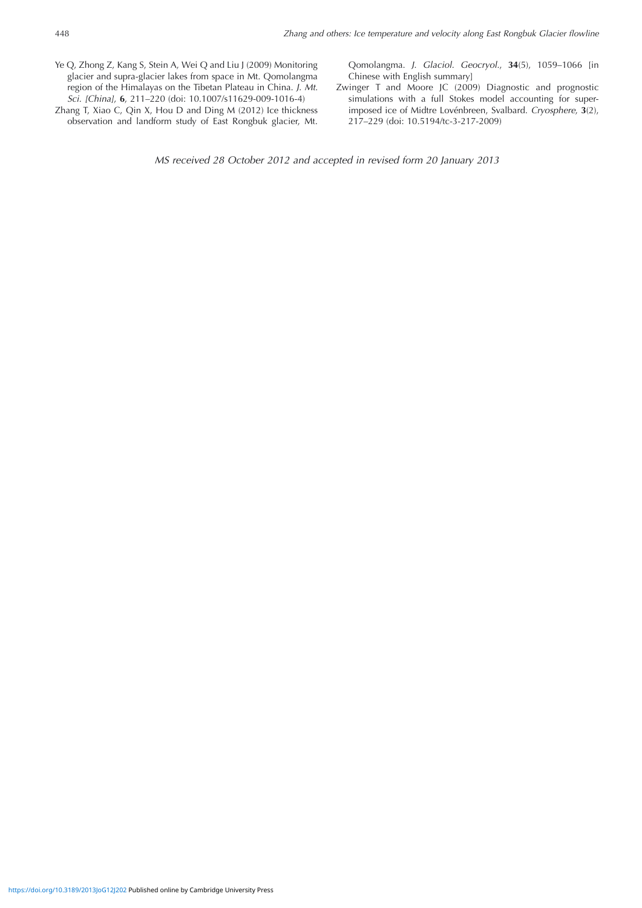Ye Q, Zhong Z, Kang S, Stein A, Wei Q and Liu J (2009) Monitoring glacier and supra-glacier lakes from space in Mt. Qomolangma region of the Himalayas on the Tibetan Plateau in China. *J. Mt. Sci. [China]*, **6**, 211–220 (doi: 10.1007/s11629-009-1016-4)

Zhang T, Xiao C, Qin X, Hou D and Ding M (2012) Ice thickness observation and landform study of East Rongbuk glacier, Mt. Qomolangma. *J. Glaciol. Geocryol.*, **34**(5), 1059–1066 [in Chinese with English summary]

Zwinger T and Moore JC (2009) Diagnostic and prognostic simulations with a full Stokes model accounting for superimposed ice of Midtre Lovénbreen, Svalbard. *Cryosphere*, **3**(2), 217–229 (doi: 10.5194/tc-3-217-2009)

*MS received 28 October 2012 and accepted in revised form 20 January 2013*